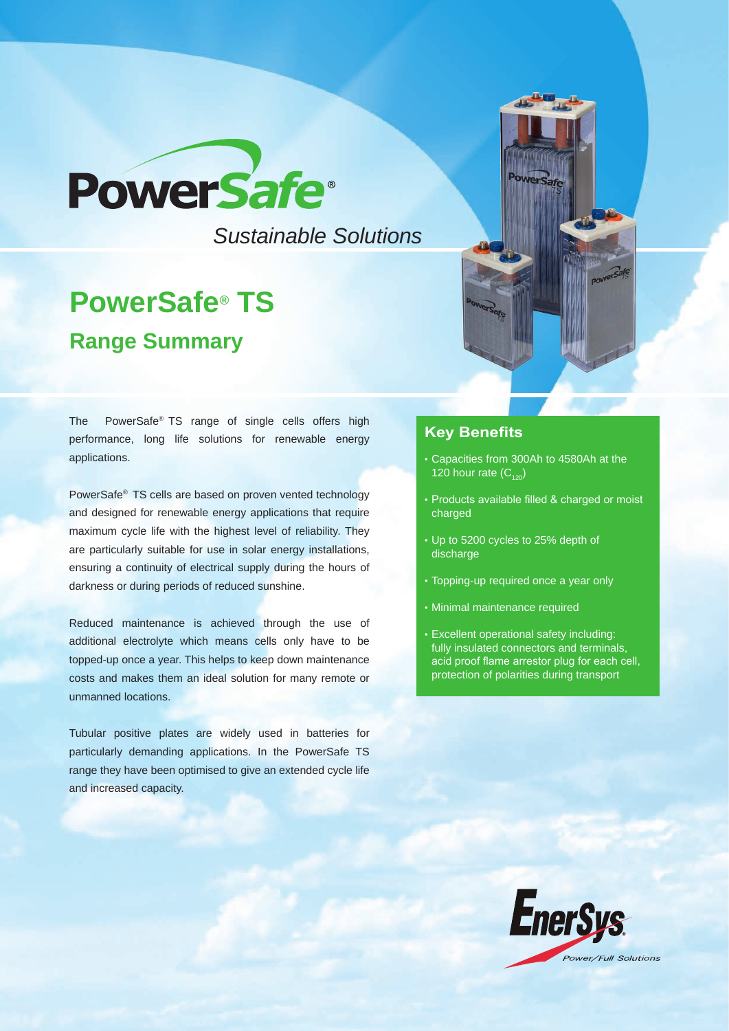# PowerSafe®

*Sustainable Solutions*

# PowerSafe® TS

## Range Summary

The PowerSafe® TS range of single cells offers high performance, long life solutions for renewable energy applications.

PowerSafe® TS cells are based on proven vented technology and designed for renewable energy applications that require maximum cycle life with the highest level of reliability. They are particularly suitable for use in solar energy installations, ensuring a continuity of electrical supply during the hours of darkness or during periods of reduced sunshine.

Reduced maintenance is achieved through the use of additional electrolyte which means cells only have to be topped-up once a year. This helps to keep down maintenance costs and makes them an ideal solution for many remote or unmanned locations.

Tubular positive plates are widely used in batteries for particularly demanding applications. In the PowerSafe TS range they have been optimised to give an extended cycle life and increased capacity.

### Key Benefits

- Capacities from 300Ah to 4580Ah at the 120 hour rate ($C_{120}$)
- Products available filled & charged or moist charged
- Up to 5200 cycles to 25% depth of discharge
- Topping-up required once a year only
- Minimal maintenance required
- Excellent operational safety including: fully insulated connectors and terminals, acid proof flame arrestor plug for each cell, protection of polarities during transport

EnerSys

*Power/Full Solutions*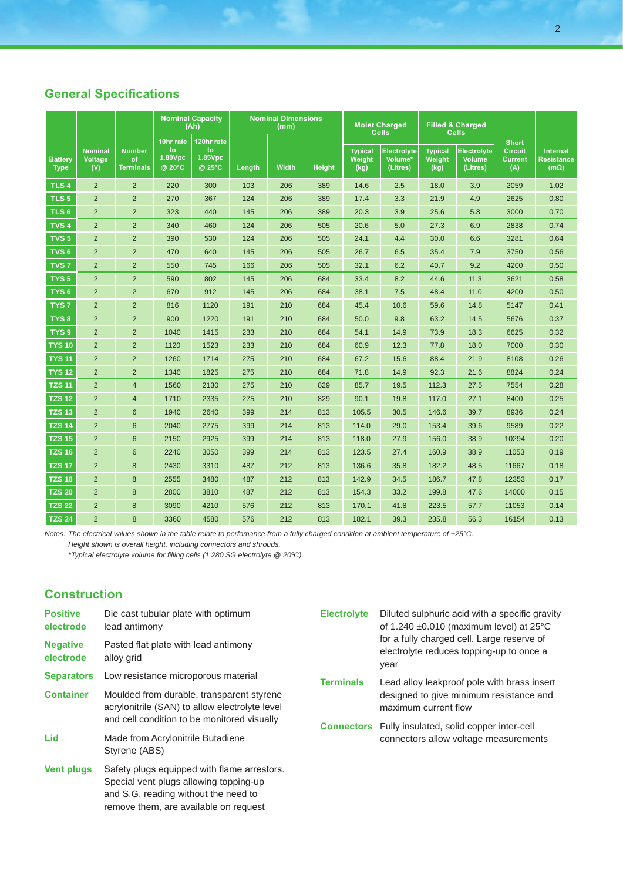## General Specifications

| Battery Type | Nominal Voltage (V) | Number of Terminals | Nominal Capacity (Ah) | | Nominal Dimensions (mm) | | | Moist Charged Cells | | Filled & Charged Cells | | Short Circuit Current (A) | Internal Resistance (mΩ) |
|---|---|---|---|---|---|---|---|---|---|---|---|---|---|
| | | | 10hr rate to 1.80Vpc @ 20°C | 120hr rate to 1.85Vpc @ 25°C | Length | Width | Height | Typical Weight (kg) | Electrolyte Volume* (Litres) | Typical Weight (kg) | Electrolyte Volume (Litres) | | |
| TLS 4 | 2 | 2 | 220 | 300 | 103 | 206 | 389 | 14.6 | 2.5 | 18.0 | 3.9 | 2059 | 1.02 |
| TLS 5 | 2 | 2 | 270 | 367 | 124 | 206 | 389 | 17.4 | 3.3 | 21.9 | 4.9 | 2625 | 0.80 |
| TLS 6 | 2 | 2 | 323 | 440 | 145 | 206 | 389 | 20.3 | 3.9 | 25.6 | 5.8 | 3000 | 0.70 |
| TVS 4 | 2 | 2 | 340 | 460 | 124 | 206 | 505 | 20.6 | 5.0 | 27.3 | 6.9 | 2838 | 0.74 |
| TVS 5 | 2 | 2 | 390 | 530 | 124 | 206 | 505 | 24.1 | 4.4 | 30.0 | 6.6 | 3281 | 0.64 |
| TVS 6 | 2 | 2 | 470 | 640 | 145 | 206 | 505 | 26.7 | 6.5 | 35.4 | 7.9 | 3750 | 0.56 |
| TVS 7 | 2 | 2 | 550 | 745 | 166 | 206 | 505 | 32.1 | 6.2 | 40.7 | 9.2 | 4200 | 0.50 |
| TYS 5 | 2 | 2 | 590 | 802 | 145 | 206 | 684 | 33.4 | 8.2 | 44.6 | 11.3 | 3621 | 0.58 |
| TYS 6 | 2 | 2 | 670 | 912 | 145 | 206 | 684 | 38.1 | 7.5 | 48.4 | 11.0 | 4200 | 0.50 |
| TYS 7 | 2 | 2 | 816 | 1120 | 191 | 210 | 684 | 45.4 | 10.6 | 59.6 | 14.8 | 5147 | 0.41 |
| TYS 8 | 2 | 2 | 900 | 1220 | 191 | 210 | 684 | 50.0 | 9.8 | 63.2 | 14.5 | 5676 | 0.37 |
| TYS 9 | 2 | 2 | 1040 | 1415 | 233 | 210 | 684 | 54.1 | 14.9 | 73.9 | 18.3 | 6625 | 0.32 |
| TYS 10 | 2 | 2 | 1120 | 1523 | 233 | 210 | 684 | 60.9 | 12.3 | 77.8 | 18.0 | 7000 | 0.30 |
| TYS 11 | 2 | 2 | 1260 | 1714 | 275 | 210 | 684 | 67.2 | 15.6 | 88.4 | 21.9 | 8108 | 0.26 |
| TYS 12 | 2 | 2 | 1340 | 1825 | 275 | 210 | 684 | 71.8 | 14.9 | 92.3 | 21.6 | 8824 | 0.24 |
| TZS 11 | 2 | 4 | 1560 | 2130 | 275 | 210 | 829 | 85.7 | 19.5 | 112.3 | 27.5 | 7554 | 0.28 |
| TZS 12 | 2 | 4 | 1710 | 2335 | 275 | 210 | 829 | 90.1 | 19.8 | 117.0 | 27.1 | 8400 | 0.25 |
| TZS 13 | 2 | 6 | 1940 | 2640 | 399 | 214 | 813 | 105.5 | 30.5 | 146.6 | 39.7 | 8936 | 0.24 |
| TZS 14 | 2 | 6 | 2040 | 2775 | 399 | 214 | 813 | 114.0 | 29.0 | 153.4 | 39.6 | 9589 | 0.22 |
| TZS 15 | 2 | 6 | 2150 | 2925 | 399 | 214 | 813 | 118.0 | 27.9 | 156.0 | 38.9 | 10294 | 0.20 |
| TZS 16 | 2 | 6 | 2240 | 3050 | 399 | 214 | 813 | 123.5 | 27.4 | 160.9 | 38.9 | 11053 | 0.19 |
| TZS 17 | 2 | 8 | 2430 | 3310 | 487 | 212 | 813 | 136.6 | 35.8 | 182.2 | 48.5 | 11667 | 0.18 |
| TZS 18 | 2 | 8 | 2555 | 3480 | 487 | 212 | 813 | 142.9 | 34.5 | 186.7 | 47.8 | 12353 | 0.17 |
| TZS 20 | 2 | 8 | 2800 | 3810 | 487 | 212 | 813 | 154.3 | 33.2 | 199.8 | 47.6 | 14000 | 0.15 |
| TZS 22 | 2 | 8 | 3090 | 4210 | 576 | 212 | 813 | 170.1 | 41.8 | 223.5 | 57.7 | 11053 | 0.14 |
| TZS 24 | 2 | 8 | 3360 | 4580 | 576 | 212 | 813 | 182.1 | 39.3 | 235.8 | 56.3 | 16154 | 0.13 |

*Notes: The electrical values shown in the table relate to perfomance from a fully charged condition at ambient temperature of +25°C.*
*Height shown is overall height, including connectors and shrouds.*
**Typical electrolyte volume for filling cells (1.280 SG electrolyte @ 20ºC).*

## Construction

**Positive electrode** Die cast tubular plate with optimum lead antimony

**Negative electrode** Pasted flat plate with lead antimony alloy grid

**Separators** Low resistance microporous material

**Container** Moulded from durable, transparent styrene acrylonitrile (SAN) to allow electrolyte level and cell condition to be monitored visually

**Lid** Made from Acrylonitrile Butadiene Styrene (ABS)

**Vent plugs** Safety plugs equipped with flame arrestors. Special vent plugs allowing topping-up and S.G. reading without the need to remove them, are available on request

**Electrolyte** Diluted sulphuric acid with a specific gravity of 1.240 ±0.010 (maximum level) at 25°C for a fully charged cell. Large reserve of electrolyte reduces topping-up to once a year

**Terminals** Lead alloy leakproof pole with brass insert designed to give minimum resistance and maximum current flow

**Connectors** Fully insulated, solid copper inter-cell connectors allow voltage measurements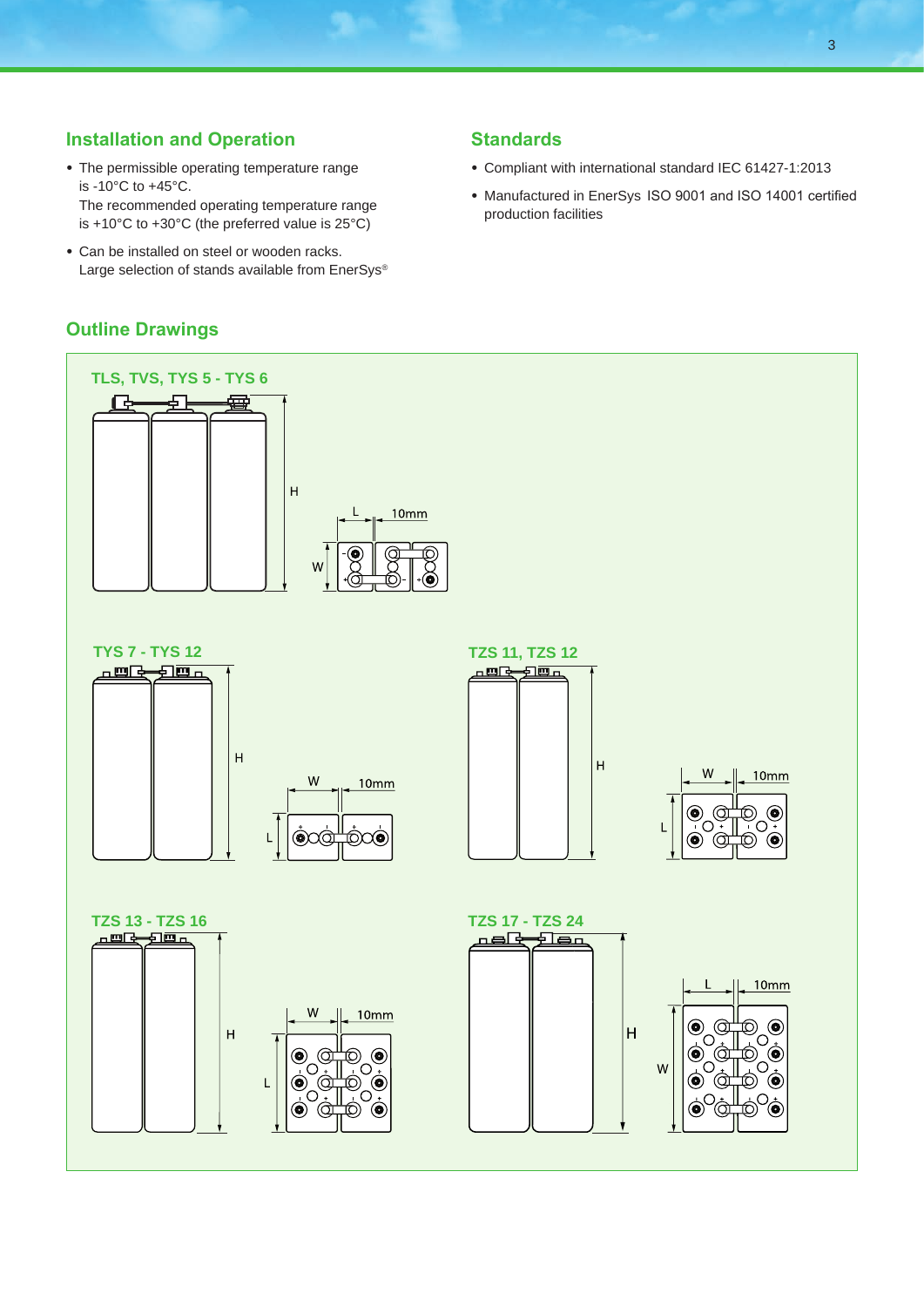## Installation and Operation

- The permissible operating temperature range is -10°C to +45°C.
  The recommended operating temperature range is +10°C to +30°C (the preferred value is 25°C)
- Can be installed on steel or wooden racks.
  Large selection of stands available from EnerSys®

## Standards

- Compliant with international standard IEC 61427-1:2013
- Manufactured in EnerSys ISO 9001 and ISO 14001 certified production facilities

## Outline Drawings

### TLS, TVS, TYS 5 - TYS 6

H

L

10mm

W

### TYS 7 - TYS 12

H

W

10mm

L

### TZS 11, TZS 12

H

W

10mm

L

### TZS 13 - TZS 16

H

W

10mm

L

### TZS 17 - TZS 24

H

L

10mm

W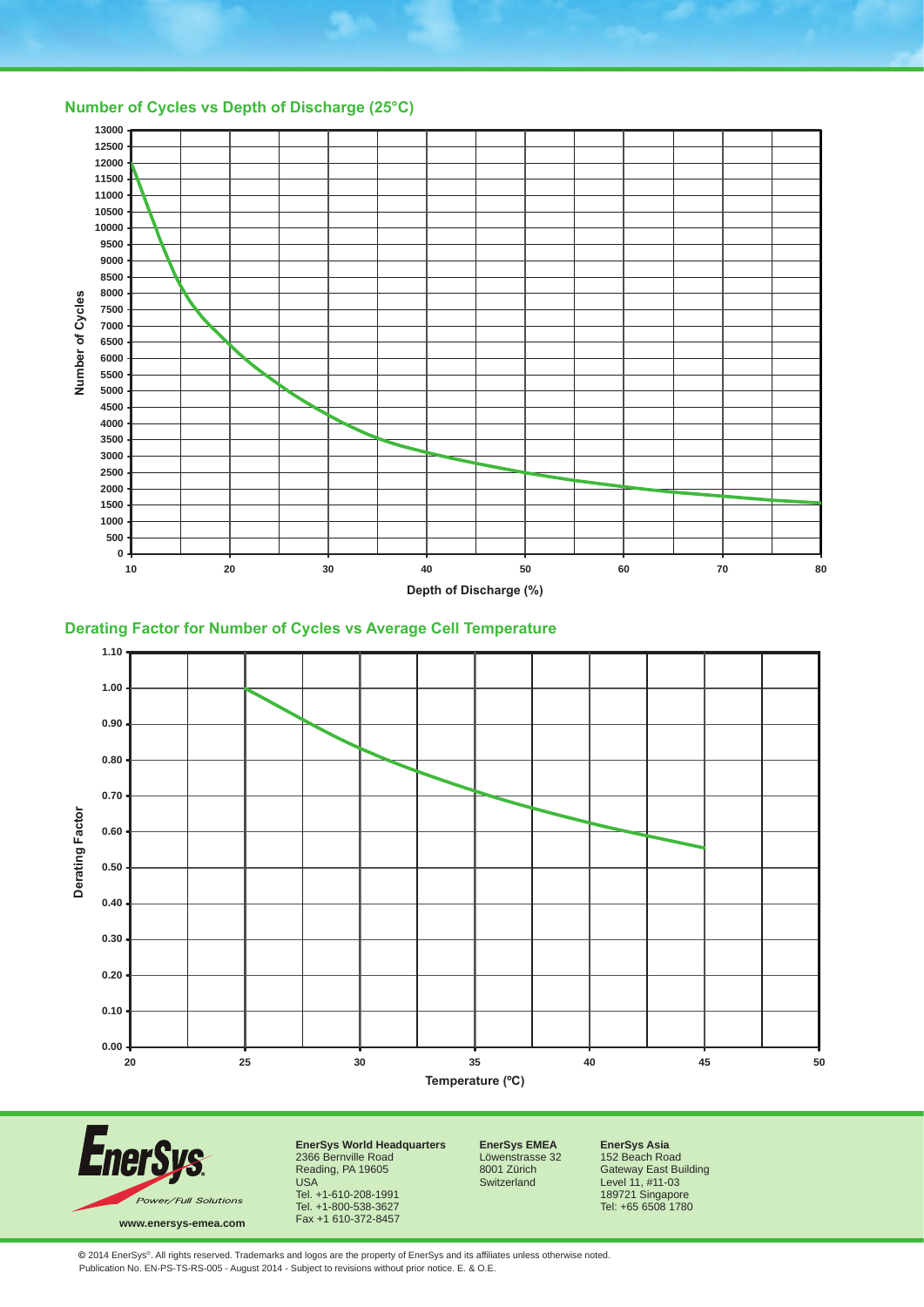## Number of Cycles vs Depth of Discharge (25°C)

Number of Cycles

13000
12500
12000
11500
11000
10500
10000
9500
9000
8500
8000
7500
7000
6500
6000
5500
5000
4500
4000
3500
3000
2500
2000
1500
1000
500
0

10 20 30 40 50 60 70 80

Depth of Discharge (%)

## Derating Factor for Number of Cycles vs Average Cell Temperature

Derating Factor

1.10
1.00
0.90
0.80
0.70
0.60
0.50
0.40
0.30
0.20
0.10
0.00

20 25 30 35 40 45 50

Temperature (ºC)

EnerSys

Power/Full Solutions

www.enersys-emea.com

**EnerSys World Headquarters**
2366 Bernville Road
Reading, PA 19605
USA
Tel. +1-610-208-1991
Tel. +1-800-538-3627
Fax +1 610-372-8457

**EnerSys EMEA**
Löwenstrasse 32
8001 Zürich
Switzerland

**EnerSys Asia**
152 Beach Road
Gateway East Building
Level 11, #11-03
189721 Singapore
Tel: +65 6508 1780

© 2014 EnerSys®. All rights reserved. Trademarks and logos are the property of EnerSys and its affiliates unless otherwise noted.
Publication No. EN-PS-TS-RS-005 - August 2014 - Subject to revisions without prior notice. E. & O.E.